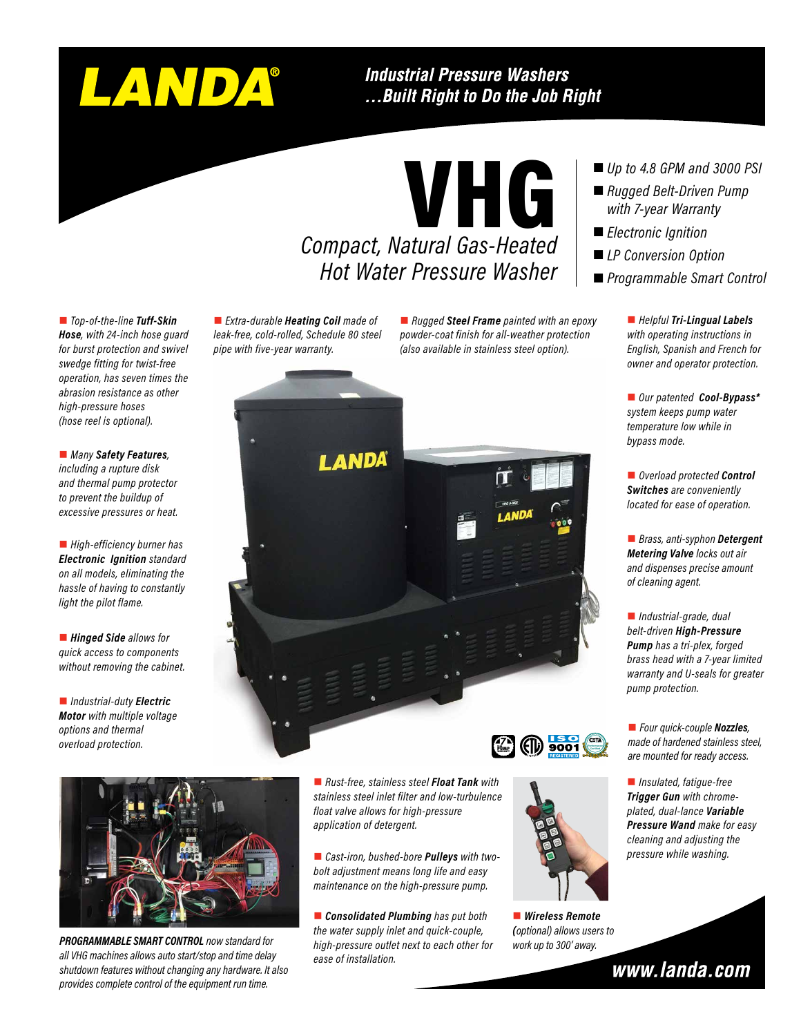# LANDA®

## Industrial Pressure Washers …Built Right to Do the Job Right

# VHG

## Compact, Natural Gas-Heated Hot Water Pressure Washer

- *Up to 4.8 GPM and 3000 PSI*
- *Rugged Belt-Driven Pump with 7-year Warranty*
- *Electronic Ignition*
- *LP Conversion Option*
- *Programmable Smart Control*

- *Top-of-the-line **Tuff-Skin Hose**, with 24-inch hose guard for burst protection and swivel swedge fitting for twist-free operation, has seven times the abrasion resistance as other high-pressure hoses (hose reel is optional).*
- *Many **Safety Features**, including a rupture disk and thermal pump protector to prevent the buildup of excessive pressures or heat.*
- *High-efficiency burner has **Electronic Ignition** standard on all models, eliminating the hassle of having to constantly light the pilot flame.*
- ***Hinged Side** allows for quick access to components without removing the cabinet.*
- *Industrial-duty **Electric Motor** with multiple voltage options and thermal overload protection.*
- *Extra-durable **Heating Coil** made of leak-free, cold-rolled, Schedule 80 steel pipe with five-year warranty.*
- *Rugged **Steel Frame** painted with an epoxy powder-coat finish for all-weather protection (also available in stainless steel option).*
- *Helpful **Tri-Lingual Labels** with operating instructions in English, Spanish and French for owner and operator protection.*
- *Our patented **Cool-Bypass**\* system keeps pump water temperature low while in bypass mode.*
- *Overload protected **Control Switches** are conveniently located for ease of operation.*
- *Brass, anti-syphon **Detergent Metering Valve** locks out air and dispenses precise amount of cleaning agent.*
- *Industrial-grade, dual belt-driven **High-Pressure Pump** has a tri-plex, forged brass head with a 7-year limited warranty and U-seals for greater pump protection.*
- *Four quick-couple **Nozzles**, made of hardened stainless steel, are mounted for ready access.*
- *Insulated, fatigue-free **Trigger Gun** with chrome-plated, dual-lance **Variable Pressure Wand** make for easy cleaning and adjusting the pressure while washing.*
- *Rust-free, stainless steel **Float Tank** with stainless steel inlet filter and low-turbulence float valve allows for high-pressure application of detergent.*
- *Cast-iron, bushed-bore **Pulleys** with two-bolt adjustment means long life and easy maintenance on the high-pressure pump.*
- ***Consolidated Plumbing** has put both the water supply inlet and quick-couple, high-pressure outlet next to each other for ease of installation.*
- ***Wireless Remote** (optional) allows users to work up to 300' away.*

***PROGRAMMABLE SMART CONTROL** now standard for all VHG machines allows auto start/stop and time delay shutdown features without changing any hardware. It also provides complete control of the equipment run time.*

**www.landa.com**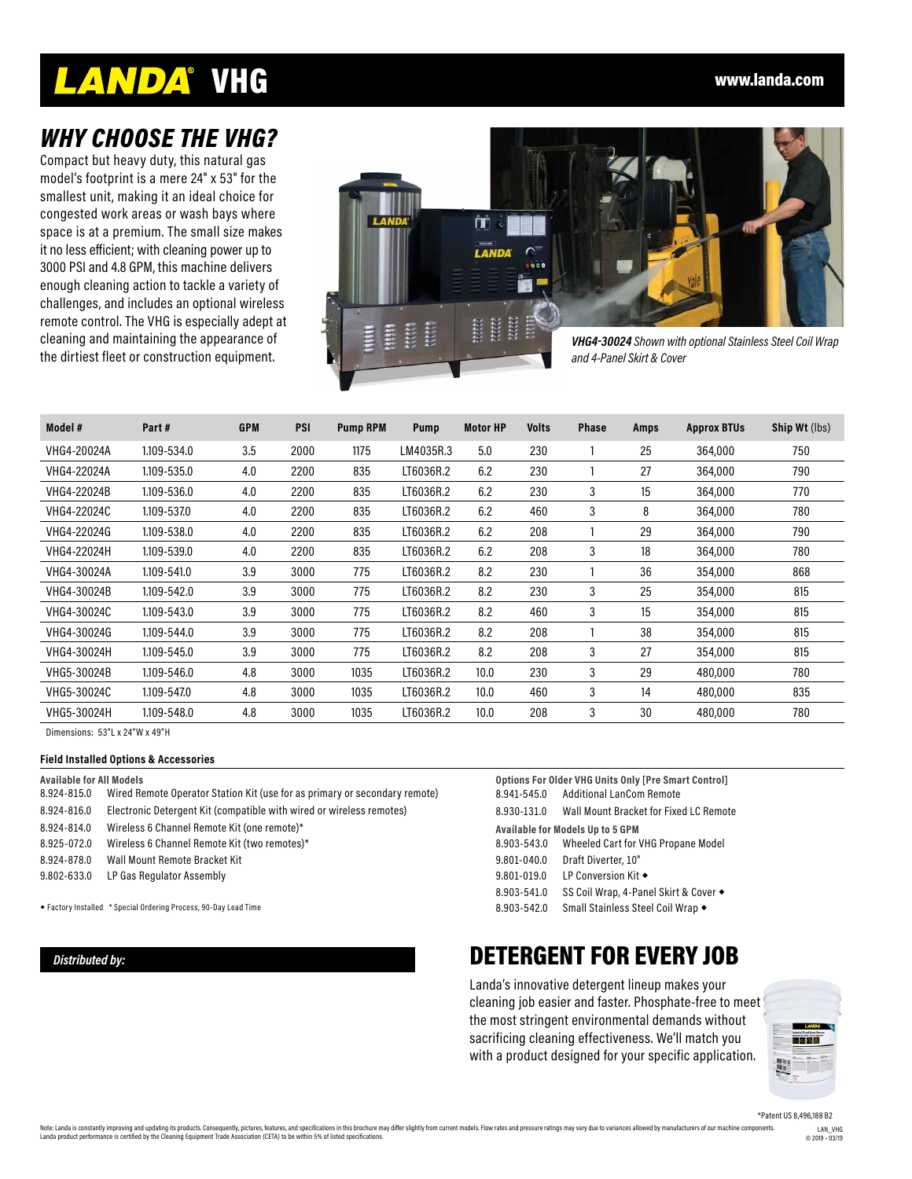# LANDA® VHG

www.landa.com

## WHY CHOOSE THE VHG?

Compact but heavy duty, this natural gas model's footprint is a mere 24" x 53" for the smallest unit, making it an ideal choice for congested work areas or wash bays where space is at a premium. The small size makes it no less efficient; with cleaning power up to 3000 PSI and 4.8 GPM, this machine delivers enough cleaning action to tackle a variety of challenges, and includes an optional wireless remote control. The VHG is especially adept at cleaning and maintaining the appearance of the dirtiest fleet or construction equipment.

***VHG4-30024*** *Shown with optional Stainless Steel Coil Wrap and 4-Panel Skirt & Cover*

| Model # | Part # | GPM | PSI | Pump RPM | Pump | Motor HP | Volts | Phase | Amps | Approx BTUs | Ship Wt (lbs) |
|---|---|---|---|---|---|---|---|---|---|---|---|
| VHG4-20024A | 1.109-534.0 | 3.5 | 2000 | 1175 | LM4035R.3 | 5.0 | 230 | 1 | 25 | 364,000 | 750 |
| VHG4-22024A | 1.109-535.0 | 4.0 | 2200 | 835 | LT6036R.2 | 6.2 | 230 | 1 | 27 | 364,000 | 790 |
| VHG4-22024B | 1.109-536.0 | 4.0 | 2200 | 835 | LT6036R.2 | 6.2 | 230 | 3 | 15 | 364,000 | 770 |
| VHG4-22024C | 1.109-537.0 | 4.0 | 2200 | 835 | LT6036R.2 | 6.2 | 460 | 3 | 8 | 364,000 | 780 |
| VHG4-22024G | 1.109-538.0 | 4.0 | 2200 | 835 | LT6036R.2 | 6.2 | 208 | 1 | 29 | 364,000 | 790 |
| VHG4-22024H | 1.109-539.0 | 4.0 | 2200 | 835 | LT6036R.2 | 6.2 | 208 | 3 | 18 | 364,000 | 780 |
| VHG4-30024A | 1.109-541.0 | 3.9 | 3000 | 775 | LT6036R.2 | 8.2 | 230 | 1 | 36 | 354,000 | 868 |
| VHG4-30024B | 1.109-542.0 | 3.9 | 3000 | 775 | LT6036R.2 | 8.2 | 230 | 3 | 25 | 354,000 | 815 |
| VHG4-30024C | 1.109-543.0 | 3.9 | 3000 | 775 | LT6036R.2 | 8.2 | 460 | 3 | 15 | 354,000 | 815 |
| VHG4-30024G | 1.109-544.0 | 3.9 | 3000 | 775 | LT6036R.2 | 8.2 | 208 | 1 | 38 | 354,000 | 815 |
| VHG4-30024H | 1.109-545.0 | 3.9 | 3000 | 775 | LT6036R.2 | 8.2 | 208 | 3 | 27 | 354,000 | 815 |
| VHG5-30024B | 1.109-546.0 | 4.8 | 3000 | 1035 | LT6036R.2 | 10.0 | 230 | 3 | 29 | 480,000 | 780 |
| VHG5-30024C | 1.109-547.0 | 4.8 | 3000 | 1035 | LT6036R.2 | 10.0 | 460 | 3 | 14 | 480,000 | 835 |
| VHG5-30024H | 1.109-548.0 | 4.8 | 3000 | 1035 | LT6036R.2 | 10.0 | 208 | 3 | 30 | 480,000 | 780 |

Dimensions: 53"L x 24"W x 49"H

### Field Installed Options & Accessories

**Available for All Models**

| | |
|---|---|
| 8.924-815.0 | Wired Remote Operator Station Kit (use for as primary or secondary remote) |
| 8.924-816.0 | Electronic Detergent Kit (compatible with wired or wireless remotes) |
| 8.924-814.0 | Wireless 6 Channel Remote Kit (one remote)* |
| 8.925-072.0 | Wireless 6 Channel Remote Kit (two remotes)* |
| 8.924-878.0 | Wall Mount Remote Bracket Kit |
| 9.802-633.0 | LP Gas Regulator Assembly |

◆ Factory Installed * Special Ordering Process, 90-Day Lead Time

**Options For Older VHG Units Only [Pre Smart Control]**

| | |
|---|---|
| 8.941-545.0 | Additional LanCom Remote |
| 8.930-131.0 | Wall Mount Bracket for Fixed LC Remote |

**Available for Models Up to 5 GPM**

| | |
|---|---|
| 8.903-543.0 | Wheeled Cart for VHG Propane Model |
| 9.801-040.0 | Draft Diverter, 10" |
| 9.801-019.0 | LP Conversion Kit ◆ |
| 8.903-541.0 | SS Coil Wrap, 4-Panel Skirt & Cover ◆ |
| 8.903-542.0 | Small Stainless Steel Coil Wrap ◆ |

***Distributed by:***

## DETERGENT FOR EVERY JOB

Landa's innovative detergent lineup makes your cleaning job easier and faster. Phosphate-free to meet the most stringent environmental demands without sacrificing cleaning effectiveness. We'll match you with a product designed for your specific application.

*Patent US 8,496,188 B2

Note: Landa is constantly improving and updating its products. Consequently, pictures, features, and specifications in this brochure may differ slightly from current models. Flow rates and pressure ratings may vary due to variances allowed by manufacturers of our machine components. Landa product performance is certified by the Cleaning Equipment Trade Association (CETA) to be within 5% of listed specifications.

LAN_VHG
© 2019 - 03/19